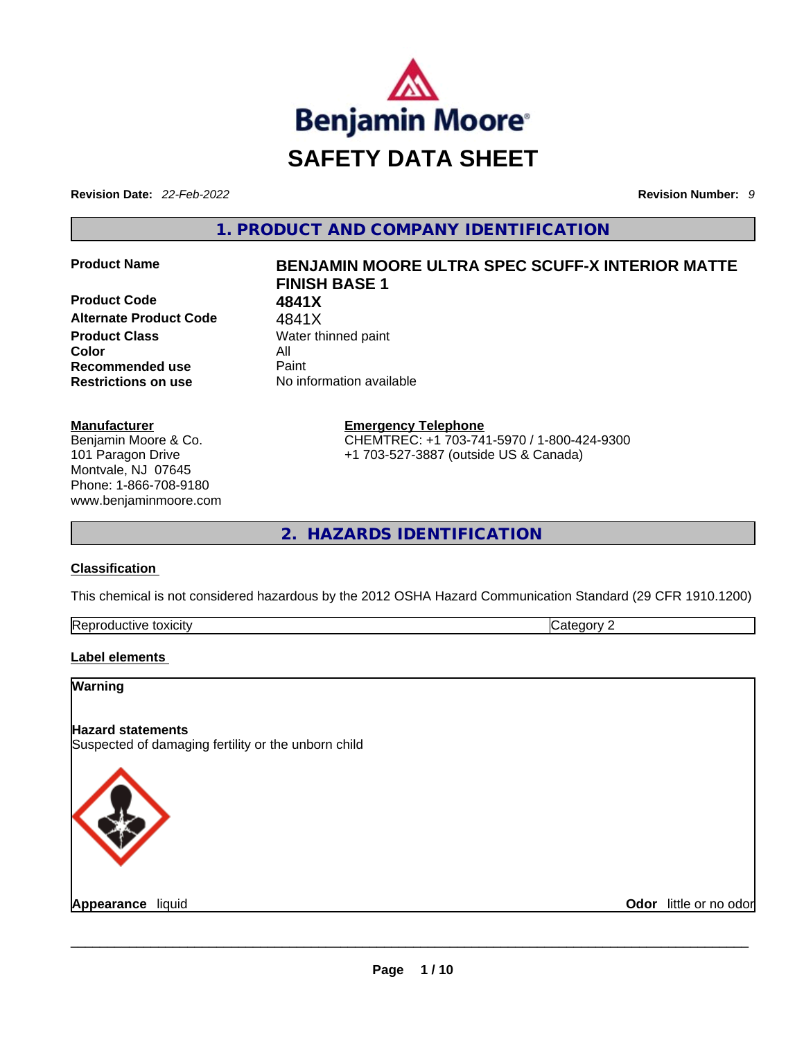Benjamin Moore

# SAFETY DATA SHEET

**Revision Date:** *22-Feb-2022* **Revision Number:** *9*

## 1. PRODUCT AND COMPANY IDENTIFICATION

| | |
|---|---|
| **Product Name** | **BENJAMIN MOORE ULTRA SPEC SCUFF-X INTERIOR MATTE FINISH BASE 1** |
| **Product Code** | **4841X** |
| **Alternate Product Code** | 4841X |
| **Product Class** | Water thinned paint |
| **Color** | All |
| **Recommended use** | Paint |
| **Restrictions on use** | No information available |

**Manufacturer**
Benjamin Moore & Co.
101 Paragon Drive
Montvale, NJ 07645
Phone: 1-866-708-9180
www.benjaminmoore.com

**Emergency Telephone**
CHEMTREC: +1 703-741-5970 / 1-800-424-9300
+1 703-527-3887 (outside US & Canada)

## 2. HAZARDS IDENTIFICATION

**Classification**

This chemical is not considered hazardous by the 2012 OSHA Hazard Communication Standard (29 CFR 1910.1200)

| | |
|---|---|
| Reproductive toxicity | Category 2 |

**Label elements**

**Warning**

**Hazard statements**
Suspected of damaging fertility or the unborn child

**Appearance** liquid **Odor** little or no odor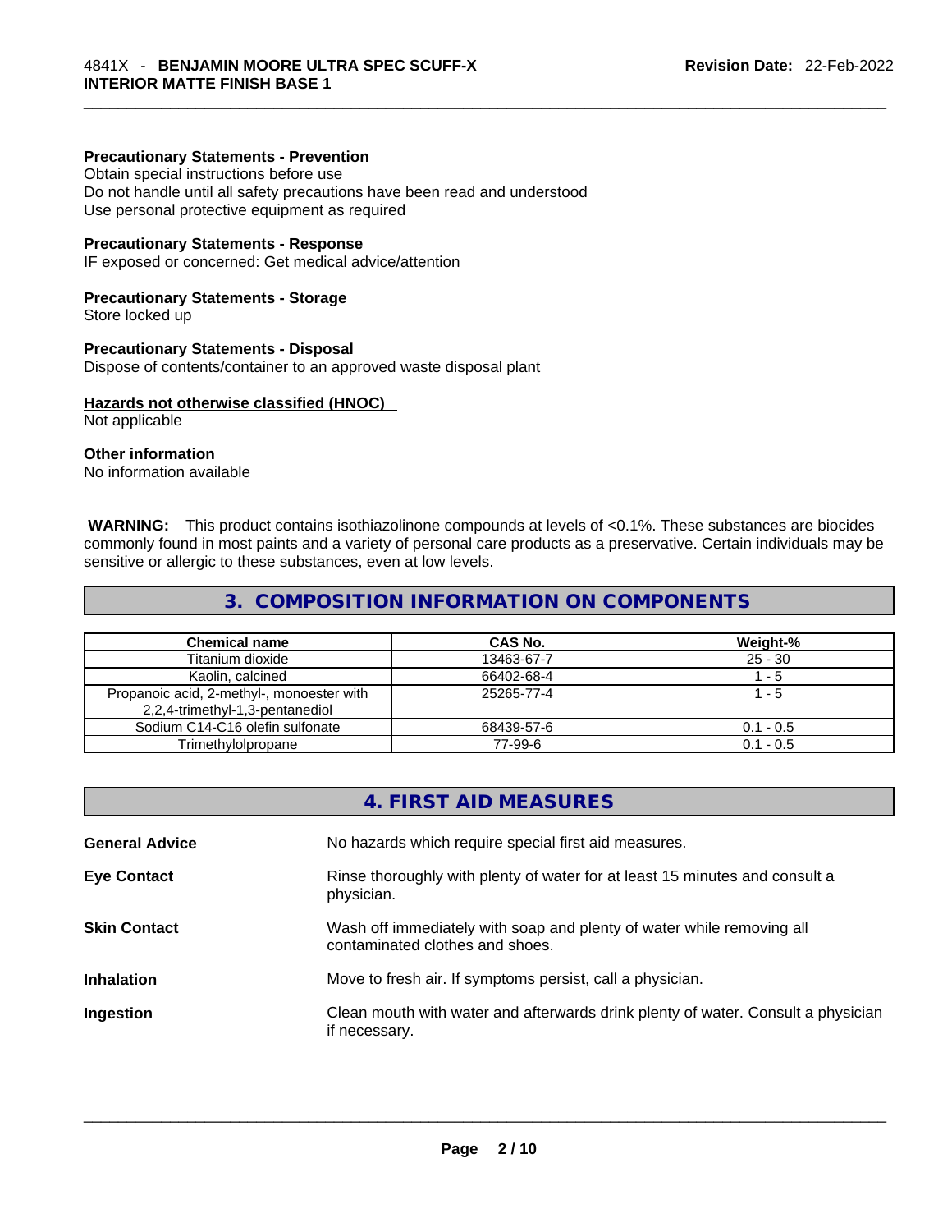**Precautionary Statements - Prevention**
Obtain special instructions before use
Do not handle until all safety precautions have been read and understood
Use personal protective equipment as required

**Precautionary Statements - Response**
IF exposed or concerned: Get medical advice/attention

**Precautionary Statements - Storage**
Store locked up

**Precautionary Statements - Disposal**
Dispose of contents/container to an approved waste disposal plant

**Hazards not otherwise classified (HNOC)**
Not applicable

**Other information**
No information available

**WARNING:** This product contains isothiazolinone compounds at levels of <0.1%. These substances are biocides commonly found in most paints and a variety of personal care products as a preservative. Certain individuals may be sensitive or allergic to these substances, even at low levels.

## 3. COMPOSITION INFORMATION ON COMPONENTS

| Chemical name | CAS No. | Weight-% |
|---|---|---|
| Titanium dioxide | 13463-67-7 | 25 - 30 |
| Kaolin, calcined | 66402-68-4 | 1 - 5 |
| Propanoic acid, 2-methyl-, monoester with 2,2,4-trimethyl-1,3-pentanediol | 25265-77-4 | 1 - 5 |
| Sodium C14-C16 olefin sulfonate | 68439-57-6 | 0.1 - 0.5 |
| Trimethylolpropane | 77-99-6 | 0.1 - 0.5 |

## 4. FIRST AID MEASURES

**General Advice** No hazards which require special first aid measures.

**Eye Contact** Rinse thoroughly with plenty of water for at least 15 minutes and consult a physician.

**Skin Contact** Wash off immediately with soap and plenty of water while removing all contaminated clothes and shoes.

**Inhalation** Move to fresh air. If symptoms persist, call a physician.

**Ingestion** Clean mouth with water and afterwards drink plenty of water. Consult a physician if necessary.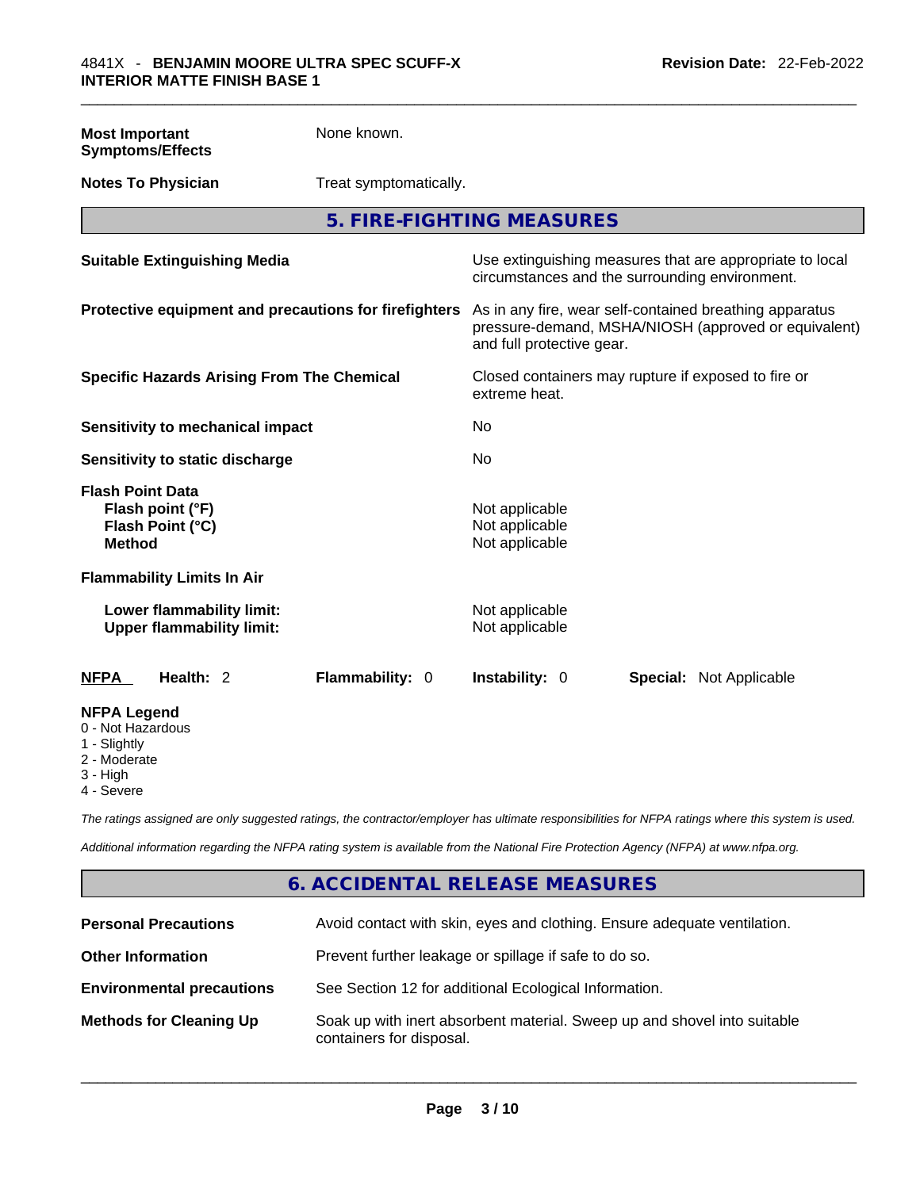**Most Important Symptoms/Effects** None known.

**Notes To Physician** Treat symptomatically.

## 5. FIRE-FIGHTING MEASURES

| | |
|---|---|
| **Suitable Extinguishing Media** | Use extinguishing measures that are appropriate to local circumstances and the surrounding environment. |
| **Protective equipment and precautions for firefighters** | As in any fire, wear self-contained breathing apparatus pressure-demand, MSHA/NIOSH (approved or equivalent) and full protective gear. |
| **Specific Hazards Arising From The Chemical** | Closed containers may rupture if exposed to fire or extreme heat. |
| **Sensitivity to mechanical impact** | No |
| **Sensitivity to static discharge** | No |

**Flash Point Data**

| | |
|---|---|
| **Flash point (°F)** | Not applicable |
| **Flash Point (°C)** | Not applicable |
| **Method** | Not applicable |

**Flammability Limits In Air**

| | |
|---|---|
| **Lower flammability limit:** | Not applicable |
| **Upper flammability limit:** | Not applicable |

**NFPA** **Health:** 2 **Flammability:** 0 **Instability:** 0 **Special:** Not Applicable

**NFPA Legend**
- 0 - Not Hazardous
- 1 - Slightly
- 2 - Moderate
- 3 - High
- 4 - Severe

*The ratings assigned are only suggested ratings, the contractor/employer has ultimate responsibilities for NFPA ratings where this system is used.*

*Additional information regarding the NFPA rating system is available from the National Fire Protection Agency (NFPA) at www.nfpa.org.*

## 6. ACCIDENTAL RELEASE MEASURES

| | |
|---|---|
| **Personal Precautions** | Avoid contact with skin, eyes and clothing. Ensure adequate ventilation. |
| **Other Information** | Prevent further leakage or spillage if safe to do so. |
| **Environmental precautions** | See Section 12 for additional Ecological Information. |
| **Methods for Cleaning Up** | Soak up with inert absorbent material. Sweep up and shovel into suitable containers for disposal. |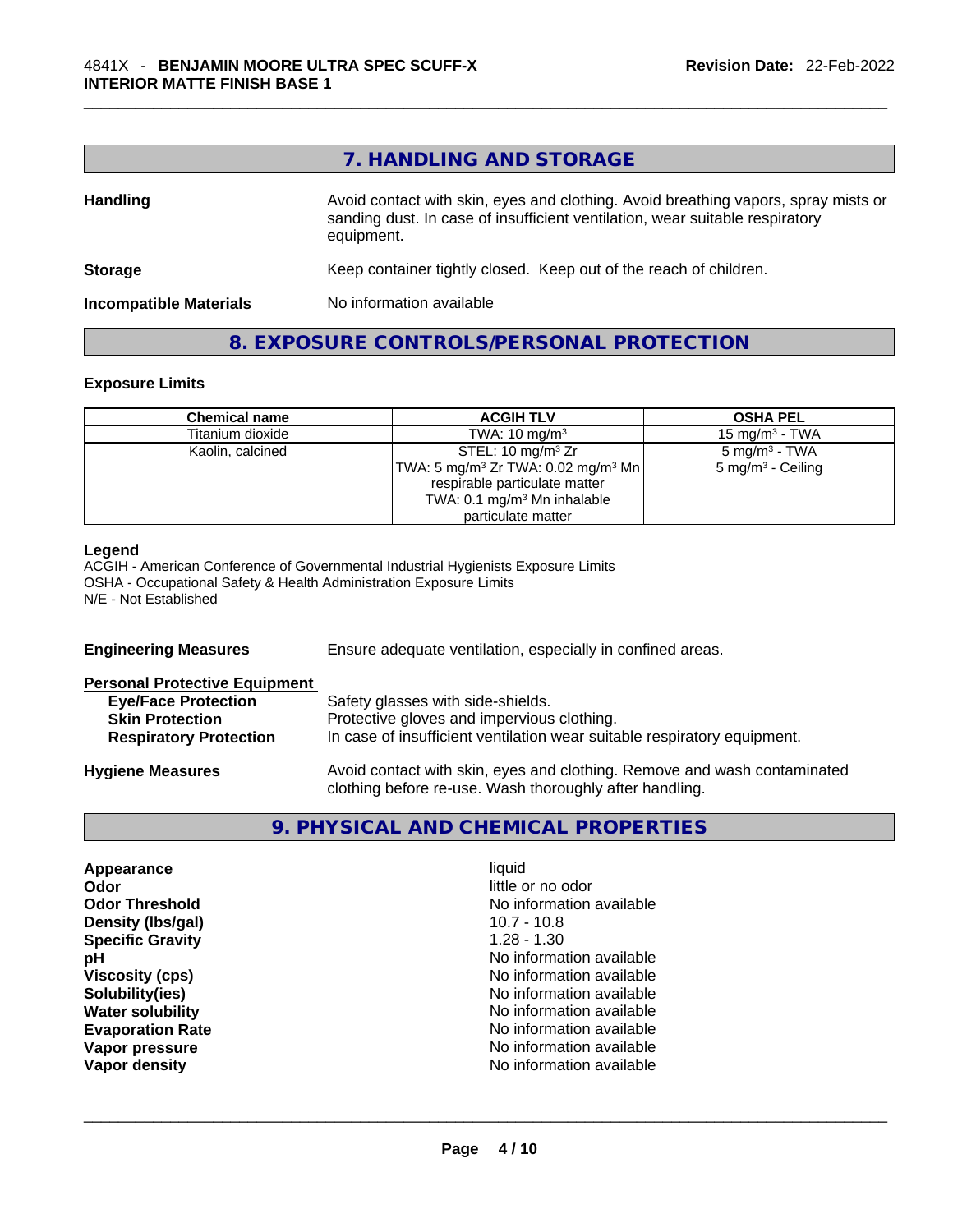## 7. HANDLING AND STORAGE

**Handling** — Avoid contact with skin, eyes and clothing. Avoid breathing vapors, spray mists or sanding dust. In case of insufficient ventilation, wear suitable respiratory equipment.

**Storage** — Keep container tightly closed. Keep out of the reach of children.

**Incompatible Materials** — No information available

## 8. EXPOSURE CONTROLS/PERSONAL PROTECTION

### Exposure Limits

| Chemical name | ACGIH TLV | OSHA PEL |
|---|---|---|
| Titanium dioxide | TWA: 10 mg/m³ | 15 mg/m³ - TWA |
| Kaolin, calcined | STEL: 10 mg/m³ Zr<br>TWA: 5 mg/m³ Zr TWA: 0.02 mg/m³ Mn respirable particulate matter<br>TWA: 0.1 mg/m³ Mn inhalable particulate matter | 5 mg/m³ - TWA<br>5 mg/m³ - Ceiling |

**Legend**
ACGIH - American Conference of Governmental Industrial Hygienists Exposure Limits
OSHA - Occupational Safety & Health Administration Exposure Limits
N/E - Not Established

**Engineering Measures** — Ensure adequate ventilation, especially in confined areas.

**Personal Protective Equipment**

- **Eye/Face Protection** — Safety glasses with side-shields.
- **Skin Protection** — Protective gloves and impervious clothing.
- **Respiratory Protection** — In case of insufficient ventilation wear suitable respiratory equipment.

**Hygiene Measures** — Avoid contact with skin, eyes and clothing. Remove and wash contaminated clothing before re-use. Wash thoroughly after handling.

## 9. PHYSICAL AND CHEMICAL PROPERTIES

| | |
|---|---|
| **Appearance** | liquid |
| **Odor** | little or no odor |
| **Odor Threshold** | No information available |
| **Density (lbs/gal)** | 10.7 - 10.8 |
| **Specific Gravity** | 1.28 - 1.30 |
| **pH** | No information available |
| **Viscosity (cps)** | No information available |
| **Solubility(ies)** | No information available |
| **Water solubility** | No information available |
| **Evaporation Rate** | No information available |
| **Vapor pressure** | No information available |
| **Vapor density** | No information available |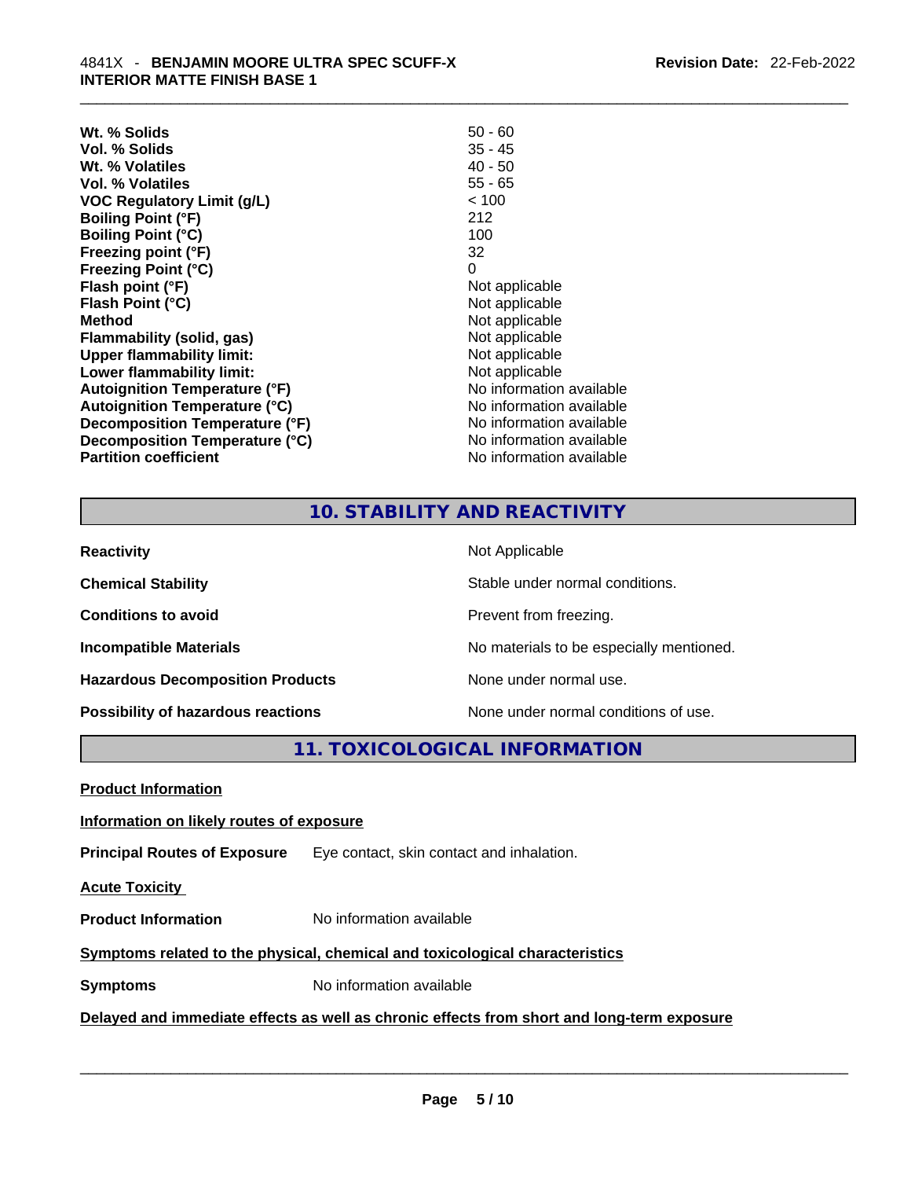| | |
|---|---|
| **Wt. % Solids** | 50 - 60 |
| **Vol. % Solids** | 35 - 45 |
| **Wt. % Volatiles** | 40 - 50 |
| **Vol. % Volatiles** | 55 - 65 |
| **VOC Regulatory Limit (g/L)** | < 100 |
| **Boiling Point (°F)** | 212 |
| **Boiling Point (°C)** | 100 |
| **Freezing point (°F)** | 32 |
| **Freezing Point (°C)** | 0 |
| **Flash point (°F)** | Not applicable |
| **Flash Point (°C)** | Not applicable |
| **Method** | Not applicable |
| **Flammability (solid, gas)** | Not applicable |
| **Upper flammability limit:** | Not applicable |
| **Lower flammability limit:** | Not applicable |
| **Autoignition Temperature (°F)** | No information available |
| **Autoignition Temperature (°C)** | No information available |
| **Decomposition Temperature (°F)** | No information available |
| **Decomposition Temperature (°C)** | No information available |
| **Partition coefficient** | No information available |

## 10. STABILITY AND REACTIVITY

| | |
|---|---|
| **Reactivity** | Not Applicable |
| **Chemical Stability** | Stable under normal conditions. |
| **Conditions to avoid** | Prevent from freezing. |
| **Incompatible Materials** | No materials to be especially mentioned. |
| **Hazardous Decomposition Products** | None under normal use. |
| **Possibility of hazardous reactions** | None under normal conditions of use. |

## 11. TOXICOLOGICAL INFORMATION

**Product Information**

**Information on likely routes of exposure**

**Principal Routes of Exposure** Eye contact, skin contact and inhalation.

**Acute Toxicity**

**Product Information** No information available

**Symptoms related to the physical, chemical and toxicological characteristics**

**Symptoms** No information available

**Delayed and immediate effects as well as chronic effects from short and long-term exposure**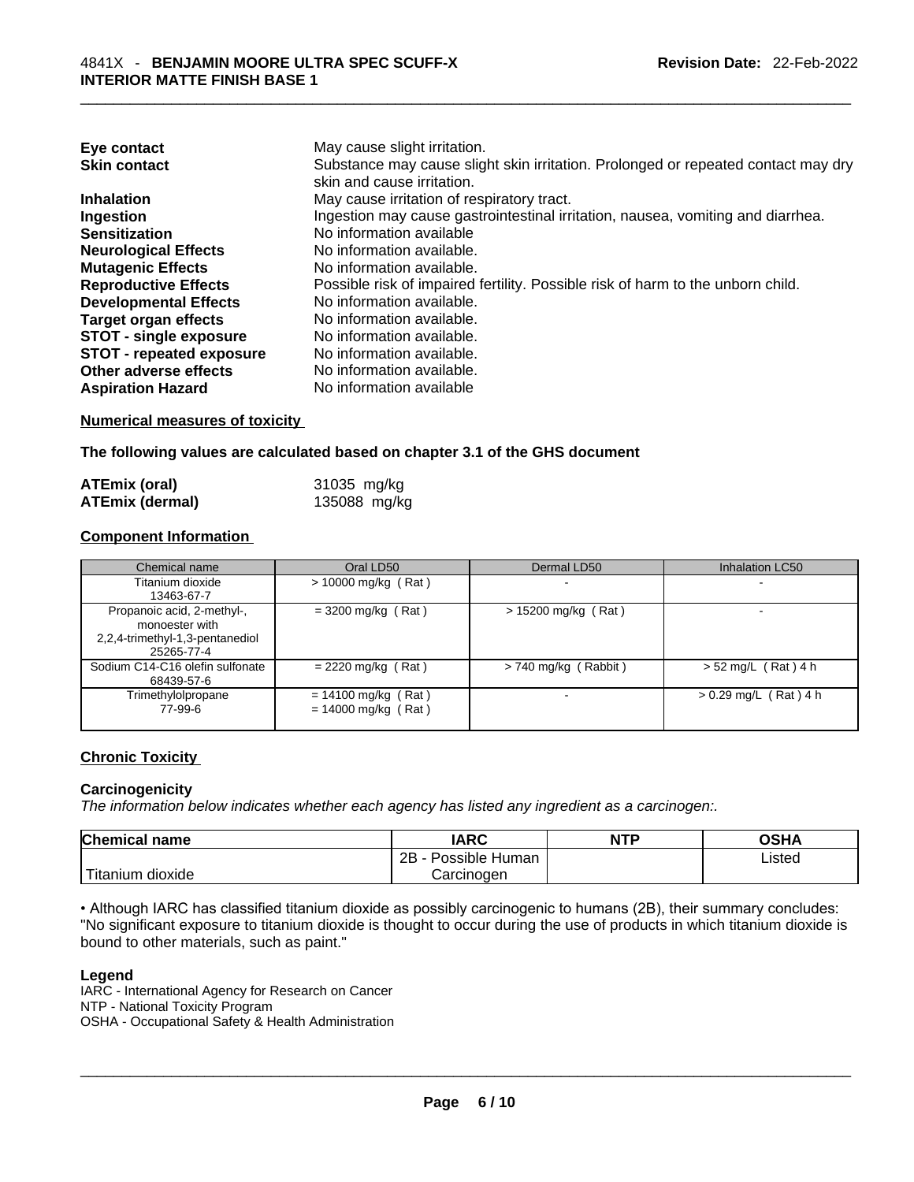| | |
|---|---|
| **Eye contact** | May cause slight irritation. |
| **Skin contact** | Substance may cause slight skin irritation. Prolonged or repeated contact may dry skin and cause irritation. |
| **Inhalation** | May cause irritation of respiratory tract. |
| **Ingestion** | Ingestion may cause gastrointestinal irritation, nausea, vomiting and diarrhea. |
| **Sensitization** | No information available |
| **Neurological Effects** | No information available. |
| **Mutagenic Effects** | No information available. |
| **Reproductive Effects** | Possible risk of impaired fertility. Possible risk of harm to the unborn child. |
| **Developmental Effects** | No information available. |
| **Target organ effects** | No information available. |
| **STOT - single exposure** | No information available. |
| **STOT - repeated exposure** | No information available. |
| **Other adverse effects** | No information available. |
| **Aspiration Hazard** | No information available |

**Numerical measures of toxicity**

**The following values are calculated based on chapter 3.1 of the GHS document**

| | |
|---|---|
| **ATEmix (oral)** | 31035 mg/kg |
| **ATEmix (dermal)** | 135088 mg/kg |

**Component Information**

| Chemical name | Oral LD50 | Dermal LD50 | Inhalation LC50 |
|---|---|---|---|
| Titanium dioxide<br>13463-67-7 | > 10000 mg/kg ( Rat ) | - | - |
| Propanoic acid, 2-methyl-, monoester with 2,2,4-trimethyl-1,3-pentanediol<br>25265-77-4 | = 3200 mg/kg ( Rat ) | > 15200 mg/kg ( Rat ) | - |
| Sodium C14-C16 olefin sulfonate<br>68439-57-6 | = 2220 mg/kg ( Rat ) | > 740 mg/kg ( Rabbit ) | > 52 mg/L ( Rat ) 4 h |
| Trimethylolpropane<br>77-99-6 | = 14100 mg/kg ( Rat )<br>= 14000 mg/kg ( Rat ) | - | > 0.29 mg/L ( Rat ) 4 h |

**Chronic Toxicity**

**Carcinogenicity**

*The information below indicates whether each agency has listed any ingredient as a carcinogen:.*

| Chemical name | IARC | NTP | OSHA |
|---|---|---|---|
| Titanium dioxide | 2B - Possible Human Carcinogen | | Listed |

• Although IARC has classified titanium dioxide as possibly carcinogenic to humans (2B), their summary concludes: "No significant exposure to titanium dioxide is thought to occur during the use of products in which titanium dioxide is bound to other materials, such as paint."

**Legend**

IARC - International Agency for Research on Cancer
NTP - National Toxicity Program
OSHA - Occupational Safety & Health Administration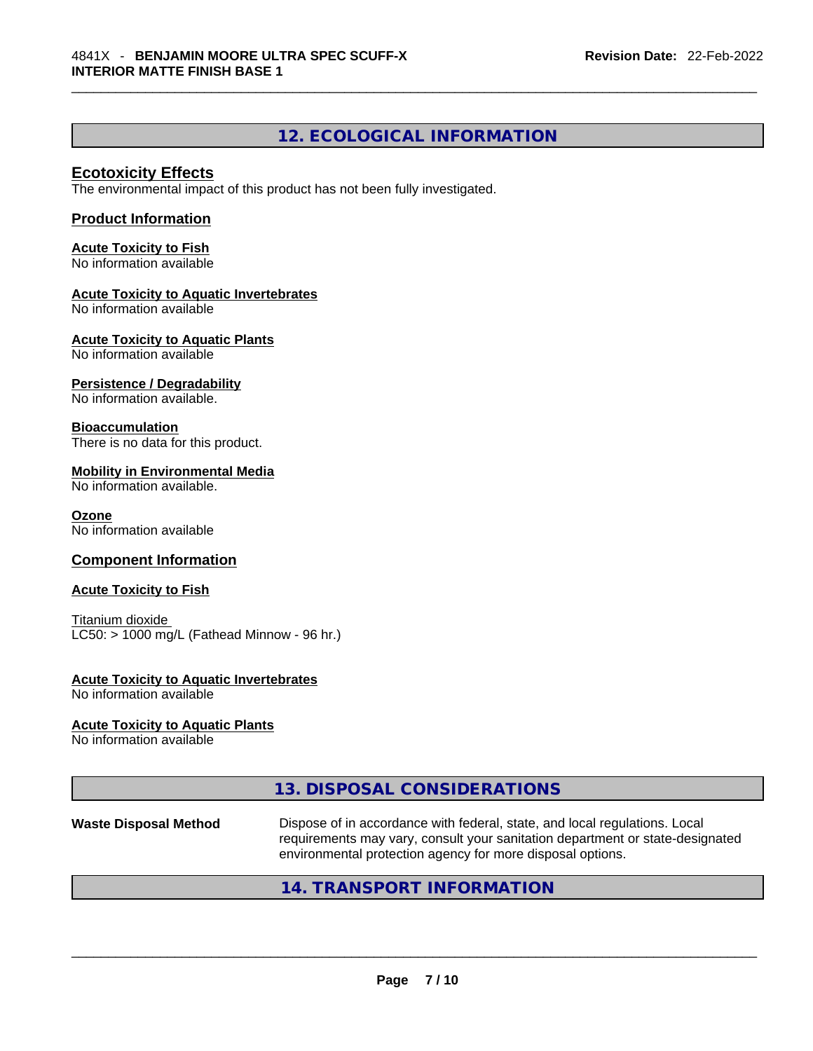## 12. ECOLOGICAL INFORMATION

### Ecotoxicity Effects

The environmental impact of this product has not been fully investigated.

### Product Information

**Acute Toxicity to Fish**
No information available

**Acute Toxicity to Aquatic Invertebrates**
No information available

**Acute Toxicity to Aquatic Plants**
No information available

**Persistence / Degradability**
No information available.

**Bioaccumulation**
There is no data for this product.

**Mobility in Environmental Media**
No information available.

**Ozone**
No information available

### Component Information

**Acute Toxicity to Fish**

Titanium dioxide
LC50: > 1000 mg/L (Fathead Minnow - 96 hr.)

**Acute Toxicity to Aquatic Invertebrates**
No information available

**Acute Toxicity to Aquatic Plants**
No information available

## 13. DISPOSAL CONSIDERATIONS

**Waste Disposal Method** Dispose of in accordance with federal, state, and local regulations. Local requirements may vary, consult your sanitation department or state-designated environmental protection agency for more disposal options.

## 14. TRANSPORT INFORMATION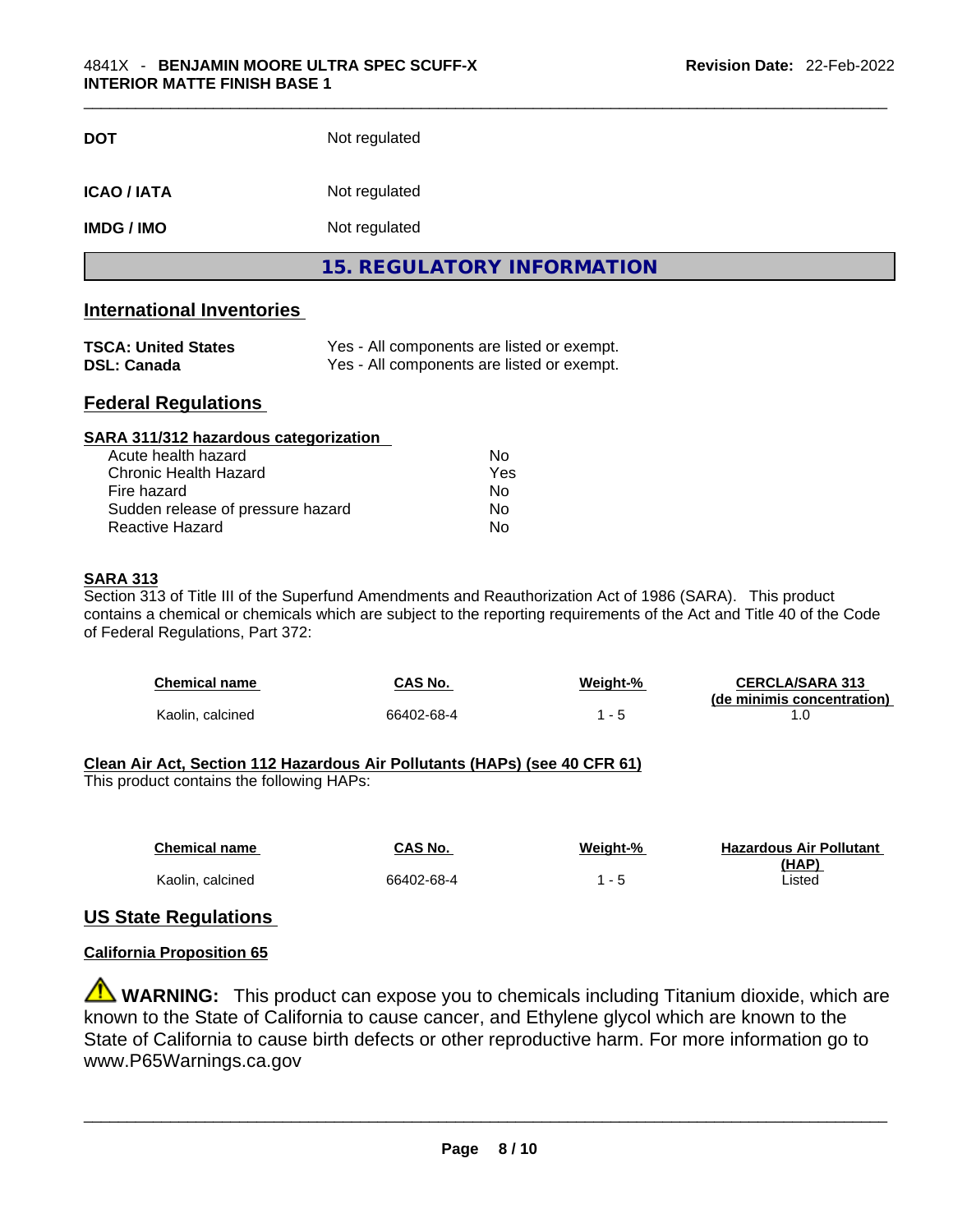| | |
|---|---|
| **DOT** | Not regulated |
| **ICAO / IATA** | Not regulated |
| **IMDG / IMO** | Not regulated |

## 15. REGULATORY INFORMATION

### International Inventories

| | |
|---|---|
| **TSCA: United States** | Yes - All components are listed or exempt. |
| **DSL: Canada** | Yes - All components are listed or exempt. |

### Federal Regulations

**SARA 311/312 hazardous categorization**

| | |
|---|---|
| Acute health hazard | No |
| Chronic Health Hazard | Yes |
| Fire hazard | No |
| Sudden release of pressure hazard | No |
| Reactive Hazard | No |

**SARA 313**

Section 313 of Title III of the Superfund Amendments and Reauthorization Act of 1986 (SARA). This product contains a chemical or chemicals which are subject to the reporting requirements of the Act and Title 40 of the Code of Federal Regulations, Part 372:

| Chemical name | CAS No. | Weight-% | CERCLA/SARA 313 (de minimis concentration) |
|---|---|---|---|
| Kaolin, calcined | 66402-68-4 | 1 - 5 | 1.0 |

**Clean Air Act, Section 112 Hazardous Air Pollutants (HAPs) (see 40 CFR 61)**

This product contains the following HAPs:

| Chemical name | CAS No. | Weight-% | Hazardous Air Pollutant (HAP) |
|---|---|---|---|
| Kaolin, calcined | 66402-68-4 | 1 - 5 | Listed |

### US State Regulations

**California Proposition 65**

⚠ **WARNING:** This product can expose you to chemicals including Titanium dioxide, which are known to the State of California to cause cancer, and Ethylene glycol which are known to the State of California to cause birth defects or other reproductive harm. For more information go to www.P65Warnings.ca.gov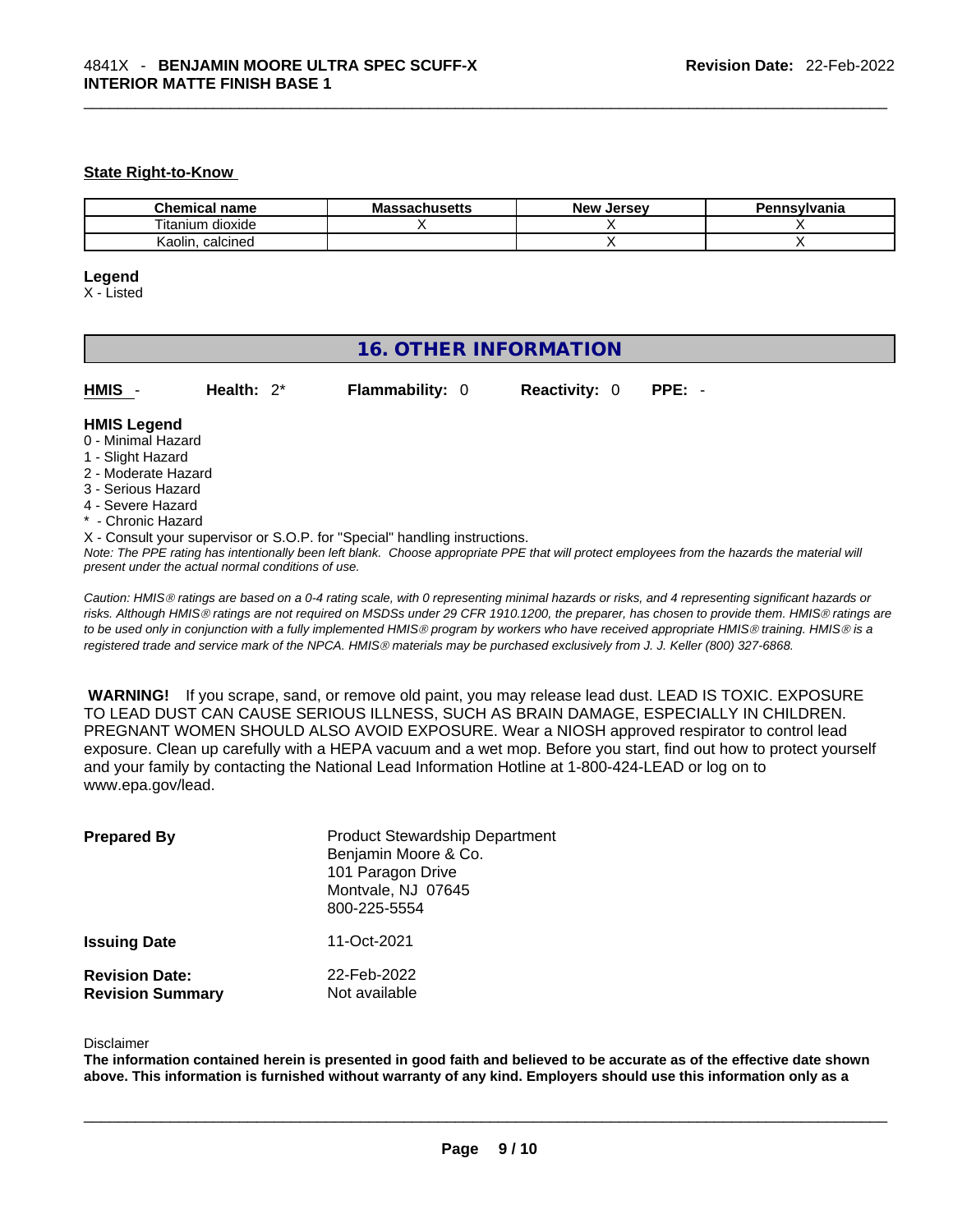**State Right-to-Know**

| Chemical name | Massachusetts | New Jersey | Pennsylvania |
|---|---|---|---|
| Titanium dioxide | X | X | X |
| Kaolin, calcined | | X | X |

**Legend**

X - Listed

## 16. OTHER INFORMATION

**HMIS** - **Health:** 2* **Flammability:** 0 **Reactivity:** 0 **PPE:** -

**HMIS Legend**

0 - Minimal Hazard
1 - Slight Hazard
2 - Moderate Hazard
3 - Serious Hazard
4 - Severe Hazard
* - Chronic Hazard
X - Consult your supervisor or S.O.P. for "Special" handling instructions.

*Note: The PPE rating has intentionally been left blank. Choose appropriate PPE that will protect employees from the hazards the material will present under the actual normal conditions of use.*

*Caution: HMIS® ratings are based on a 0-4 rating scale, with 0 representing minimal hazards or risks, and 4 representing significant hazards or risks. Although HMIS® ratings are not required on MSDSs under 29 CFR 1910.1200, the preparer, has chosen to provide them. HMIS® ratings are to be used only in conjunction with a fully implemented HMIS® program by workers who have received appropriate HMIS® training. HMIS® is a registered trade and service mark of the NPCA. HMIS® materials may be purchased exclusively from J. J. Keller (800) 327-6868.*

**WARNING!** If you scrape, sand, or remove old paint, you may release lead dust. LEAD IS TOXIC. EXPOSURE TO LEAD DUST CAN CAUSE SERIOUS ILLNESS, SUCH AS BRAIN DAMAGE, ESPECIALLY IN CHILDREN. PREGNANT WOMEN SHOULD ALSO AVOID EXPOSURE. Wear a NIOSH approved respirator to control lead exposure. Clean up carefully with a HEPA vacuum and a wet mop. Before you start, find out how to protect yourself and your family by contacting the National Lead Information Hotline at 1-800-424-LEAD or log on to www.epa.gov/lead.

**Prepared By**
Product Stewardship Department
Benjamin Moore & Co.
101 Paragon Drive
Montvale, NJ 07645
800-225-5554

**Issuing Date** 11-Oct-2021

**Revision Date:** 22-Feb-2022
**Revision Summary** Not available

Disclaimer

**The information contained herein is presented in good faith and believed to be accurate as of the effective date shown above. This information is furnished without warranty of any kind. Employers should use this information only as a**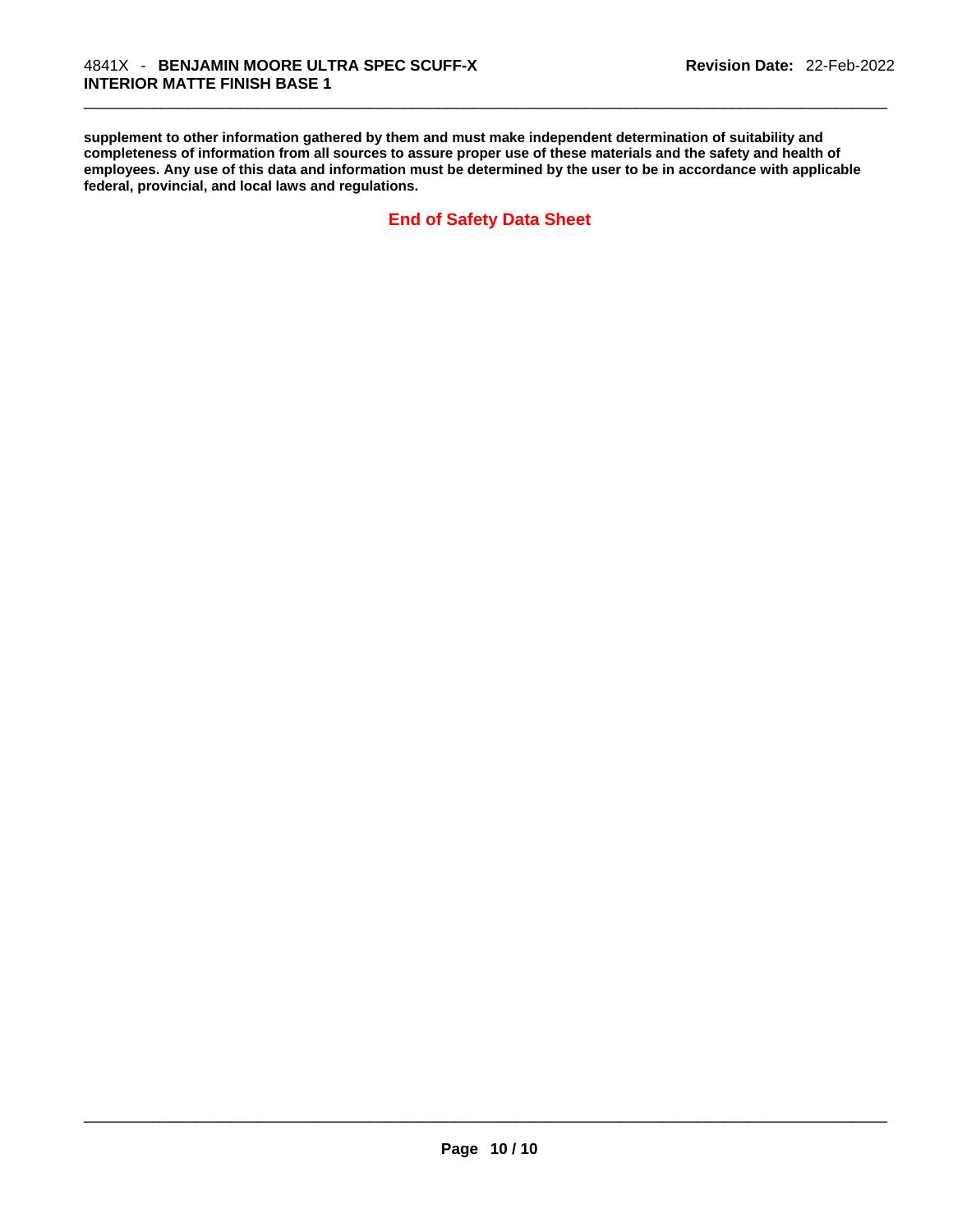**supplement to other information gathered by them and must make independent determination of suitability and completeness of information from all sources to assure proper use of these materials and the safety and health of employees. Any use of this data and information must be determined by the user to be in accordance with applicable federal, provincial, and local laws and regulations.**

**End of Safety Data Sheet**